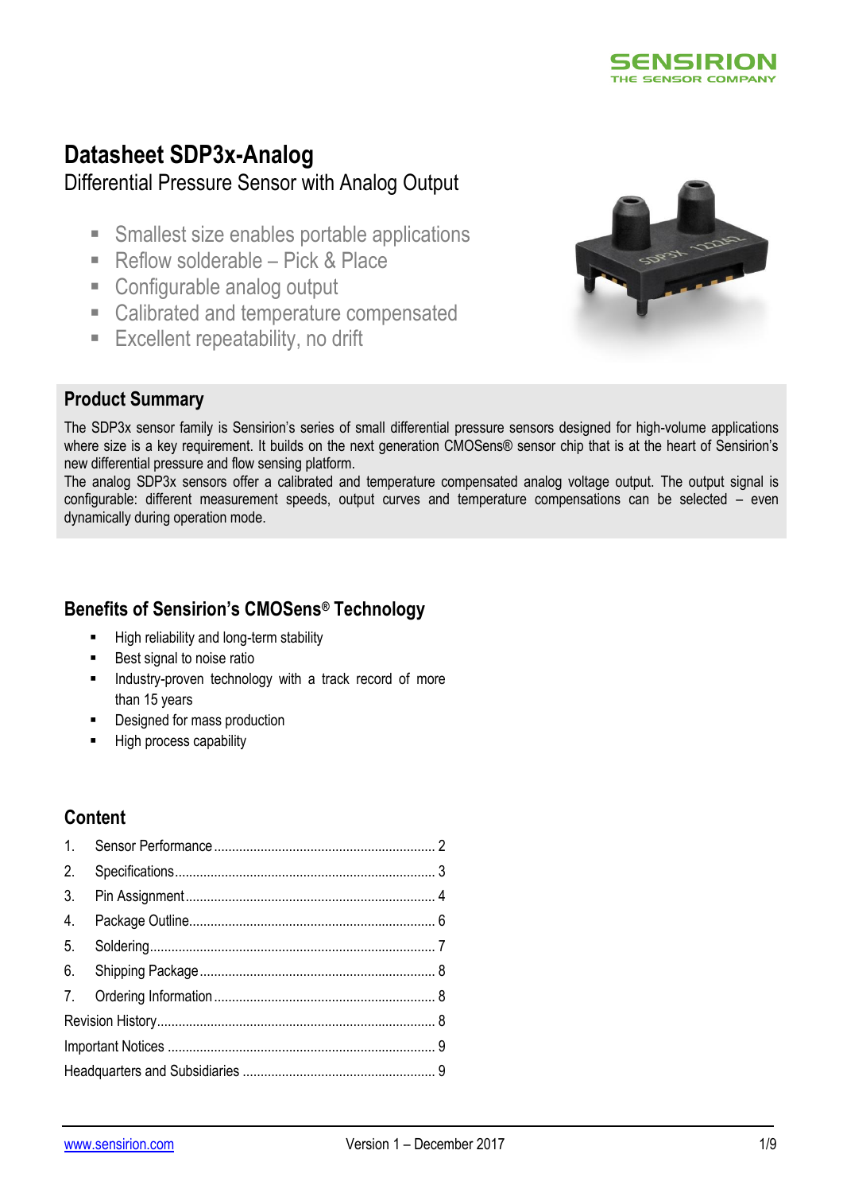SENSIRION
THE SENSOR COMPANY

# Datasheet SDP3x-Analog

Differential Pressure Sensor with Analog Output

- Smallest size enables portable applications
- Reflow solderable – Pick & Place
- Configurable analog output
- Calibrated and temperature compensated
- Excellent repeatability, no drift

## Product Summary

The SDP3x sensor family is Sensirion's series of small differential pressure sensors designed for high-volume applications where size is a key requirement. It builds on the next generation CMOSens® sensor chip that is at the heart of Sensirion's new differential pressure and flow sensing platform.

The analog SDP3x sensors offer a calibrated and temperature compensated analog voltage output. The output signal is configurable: different measurement speeds, output curves and temperature compensations can be selected – even dynamically during operation mode.

## Benefits of Sensirion's CMOSens® Technology

- High reliability and long-term stability
- Best signal to noise ratio
- Industry-proven technology with a track record of more than 15 years
- Designed for mass production
- High process capability

## Content

1. Sensor Performance ........ 2
2. Specifications ........ 3
3. Pin Assignment ........ 4
4. Package Outline ........ 6
5. Soldering ........ 7
6. Shipping Package ........ 8
7. Ordering Information ........ 8

Revision History ........ 8

Important Notices ........ 9

Headquarters and Subsidiaries ........ 9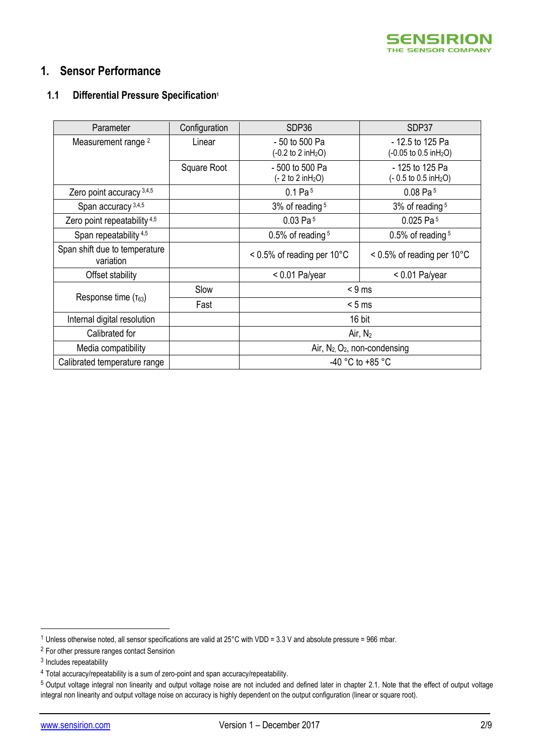# 1. Sensor Performance

## 1.1 Differential Pressure Specification[1]

| Parameter | Configuration | SDP36 | SDP37 |
|---|---|---|---|
| Measurement range [2] | Linear | - 50 to 500 Pa (-0.2 to 2 inH$_2$O) | - 12.5 to 125 Pa (-0.05 to 0.5 inH$_2$O) |
| | Square Root | - 500 to 500 Pa (- 2 to 2 inH$_2$O) | - 125 to 125 Pa (- 0.5 to 0.5 inH$_2$O) |
| Zero point accuracy [3,4,5] | | 0.1 Pa [5] | 0.08 Pa [5] |
| Span accuracy [3,4,5] | | 3% of reading [5] | 3% of reading [5] |
| Zero point repeatability [4,5] | | 0.03 Pa [5] | 0.025 Pa [5] |
| Span repeatability [4,5] | | 0.5% of reading [5] | 0.5% of reading [5] |
| Span shift due to temperature variation | | < 0.5% of reading per 10°C | < 0.5% of reading per 10°C |
| Offset stability | | < 0.01 Pa/year | < 0.01 Pa/year |
| Response time ($\tau_{63}$) | Slow | < 9 ms | |
| | Fast | < 5 ms | |
| Internal digital resolution | | 16 bit | |
| Calibrated for | | Air, $N_2$ | |
| Media compatibility | | Air, $N_2$, $O_2$, non-condensing | |
| Calibrated temperature range | | -40 °C to +85 °C | |

[1] Unless otherwise noted, all sensor specifications are valid at 25°C with VDD = 3.3 V and absolute pressure = 966 mbar.

[2] For other pressure ranges contact Sensirion

[3] Includes repeatability

[4] Total accuracy/repeatability is a sum of zero-point and span accuracy/repeatability.

[5] Output voltage integral non linearity and output voltage noise are not included and defined later in chapter 2.1. Note that the effect of output voltage integral non linearity and output voltage noise on accuracy is highly dependent on the output configuration (linear or square root).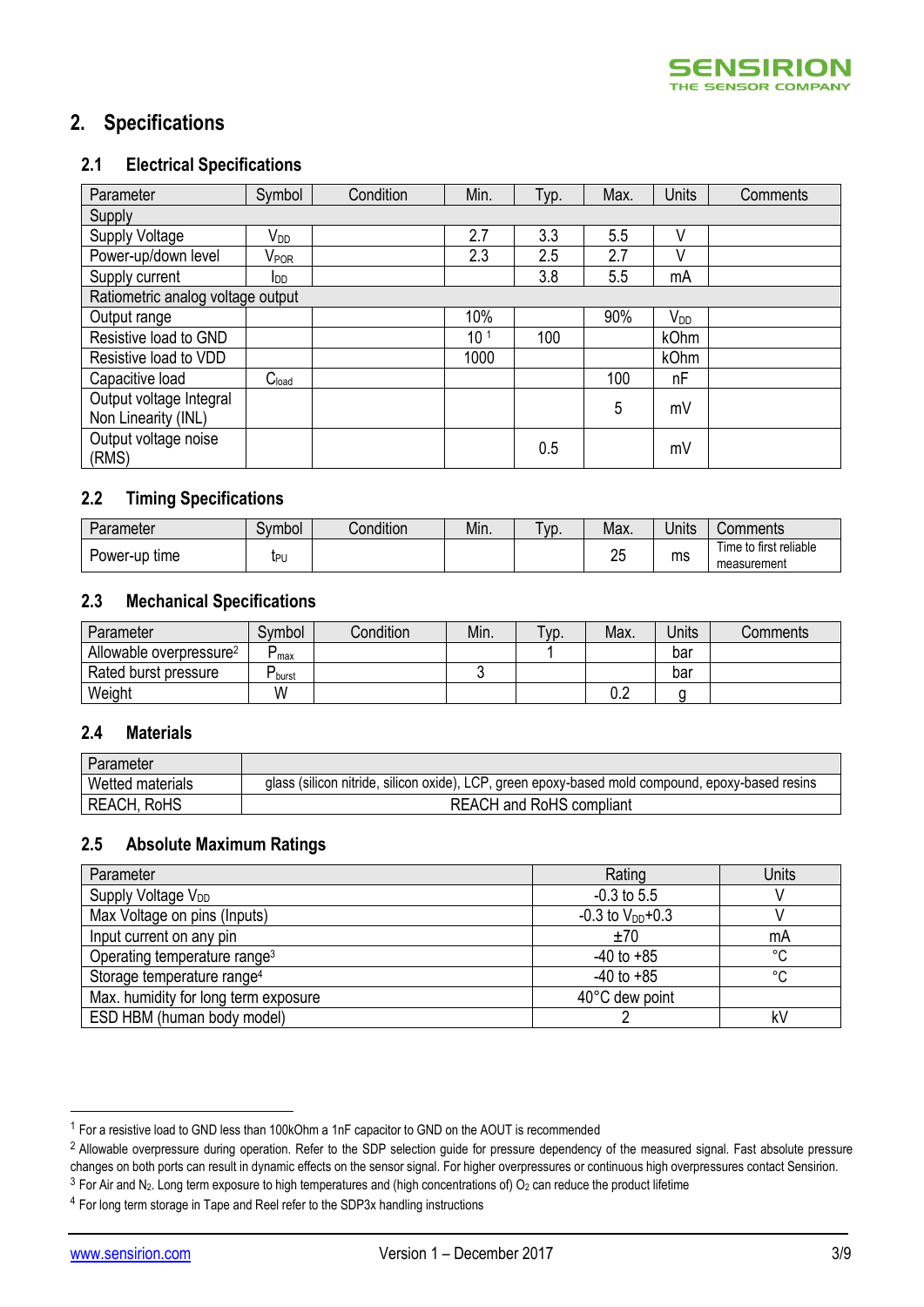## 2. Specifications

### 2.1 Electrical Specifications

| Parameter | Symbol | Condition | Min. | Typ. | Max. | Units | Comments |
|---|---|---|---|---|---|---|---|
| Supply | | | | | | | |
| Supply Voltage | $V_{DD}$ | | 2.7 | 3.3 | 5.5 | V | |
| Power-up/down level | $V_{POR}$ | | 2.3 | 2.5 | 2.7 | V | |
| Supply current | $I_{DD}$ | | | 3.8 | 5.5 | mA | |
| Ratiometric analog voltage output | | | | | | | |
| Output range | | | 10% | | 90% | $V_{DD}$ | |
| Resistive load to GND | | | 10 [1] | 100 | | kOhm | |
| Resistive load to VDD | | | 1000 | | | kOhm | |
| Capacitive load | $C_{load}$ | | | | 100 | nF | |
| Output voltage Integral Non Linearity (INL) | | | | | 5 | mV | |
| Output voltage noise (RMS) | | | | 0.5 | | mV | |

### 2.2 Timing Specifications

| Parameter | Symbol | Condition | Min. | Typ. | Max. | Units | Comments |
|---|---|---|---|---|---|---|---|
| Power-up time | $t_{PU}$ | | | | 25 | ms | Time to first reliable measurement |

### 2.3 Mechanical Specifications

| Parameter | Symbol | Condition | Min. | Typ. | Max. | Units | Comments |
|---|---|---|---|---|---|---|---|
| Allowable overpressure[2] | $P_{max}$ | | | 1 | | bar | |
| Rated burst pressure | $P_{burst}$ | | 3 | | | bar | |
| Weight | W | | | | 0.2 | g | |

### 2.4 Materials

| Parameter | |
|---|---|
| Wetted materials | glass (silicon nitride, silicon oxide), LCP, green epoxy-based mold compound, epoxy-based resins |
| REACH, RoHS | REACH and RoHS compliant |

### 2.5 Absolute Maximum Ratings

| Parameter | Rating | Units |
|---|---|---|
| Supply Voltage $V_{DD}$ | -0.3 to 5.5 | V |
| Max Voltage on pins (Inputs) | -0.3 to $V_{DD}$+0.3 | V |
| Input current on any pin | ±70 | mA |
| Operating temperature range[3] | -40 to +85 | °C |
| Storage temperature range[4] | -40 to +85 | °C |
| Max. humidity for long term exposure | 40°C dew point | |
| ESD HBM (human body model) | 2 | kV |

[1] For a resistive load to GND less than 100kOhm a 1nF capacitor to GND on the AOUT is recommended

[2] Allowable overpressure during operation. Refer to the SDP selection guide for pressure dependency of the measured signal. Fast absolute pressure changes on both ports can result in dynamic effects on the sensor signal. For higher overpressures or continuous high overpressures contact Sensirion.

[3] For Air and $N_2$. Long term exposure to high temperatures and (high concentrations of) $O_2$ can reduce the product lifetime

[4] For long term storage in Tape and Reel refer to the SDP3x handling instructions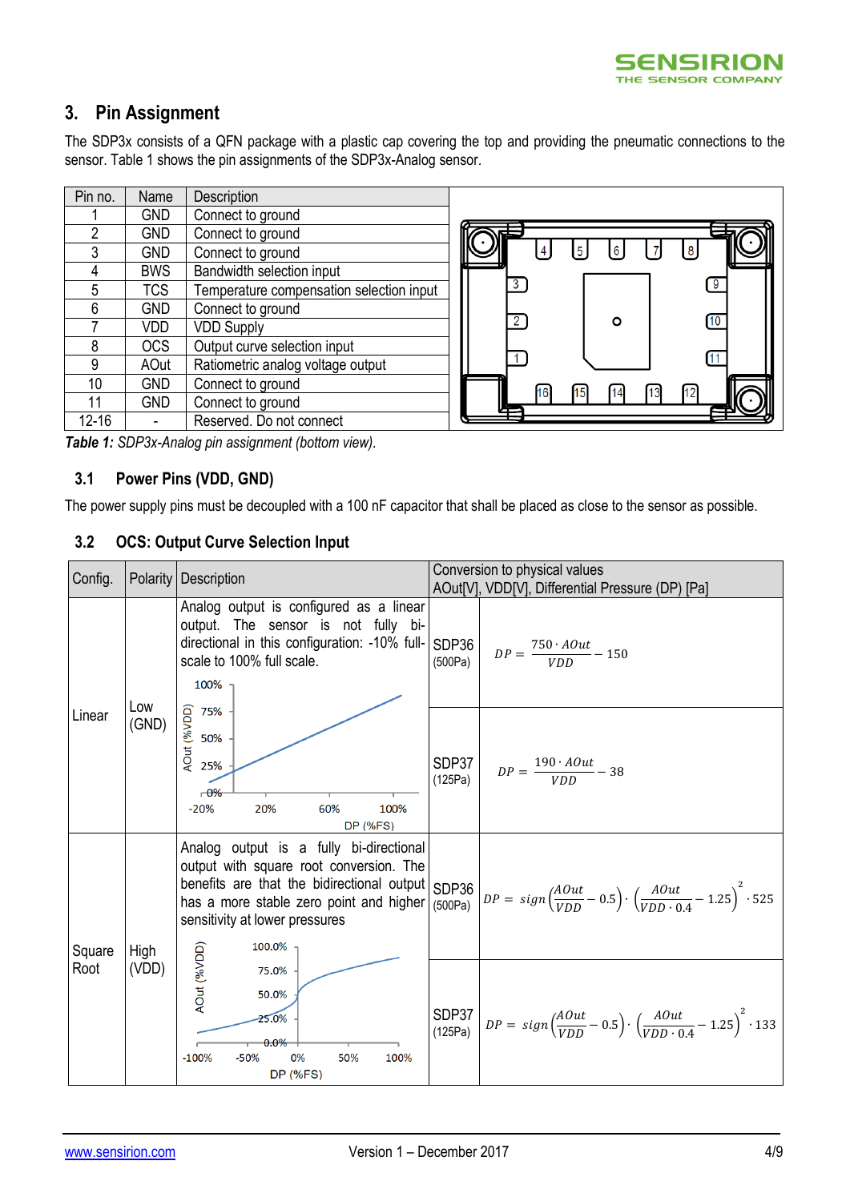## 3. Pin Assignment

The SDP3x consists of a QFN package with a plastic cap covering the top and providing the pneumatic connections to the sensor. Table 1 shows the pin assignments of the SDP3x-Analog sensor.

| Pin no. | Name | Description |
|---|---|---|
| 1 | GND | Connect to ground |
| 2 | GND | Connect to ground |
| 3 | GND | Connect to ground |
| 4 | BWS | Bandwidth selection input |
| 5 | TCS | Temperature compensation selection input |
| 6 | GND | Connect to ground |
| 7 | VDD | VDD Supply |
| 8 | OCS | Output curve selection input |
| 9 | AOut | Ratiometric analog voltage output |
| 10 | GND | Connect to ground |
| 11 | GND | Connect to ground |
| 12-16 | - | Reserved. Do not connect |

*Table 1: SDP3x-Analog pin assignment (bottom view).*

### 3.1 Power Pins (VDD, GND)

The power supply pins must be decoupled with a 100 nF capacitor that shall be placed as close to the sensor as possible.

### 3.2 OCS: Output Curve Selection Input

| Config. | Polarity | Description | Conversion to physical values AOut[V], VDD[V], Differential Pressure (DP) [Pa] | |
|---|---|---|---|---|
| Linear | Low (GND) | Analog output is configured as a linear output. The sensor is not fully bi-directional in this configuration: -10% full-scale to 100% full scale. | SDP36 (500Pa) | $DP = \frac{750 \cdot AOut}{VDD} - 150$ |
| | | | SDP37 (125Pa) | $DP = \frac{190 \cdot AOut}{VDD} - 38$ |
| Square Root | High (VDD) | Analog output is a fully bi-directional output with square root conversion. The benefits are that the bidirectional output has a more stable zero point and higher sensitivity at lower pressures | SDP36 (500Pa) | $DP = sign\left(\frac{AOut}{VDD} - 0.5\right) \cdot \left(\frac{AOut}{VDD \cdot 0.4} - 1.25\right)^2 \cdot 525$ |
| | | | SDP37 (125Pa) | $DP = sign\left(\frac{AOut}{VDD} - 0.5\right) \cdot \left(\frac{AOut}{VDD \cdot 0.4} - 1.25\right)^2 \cdot 133$ |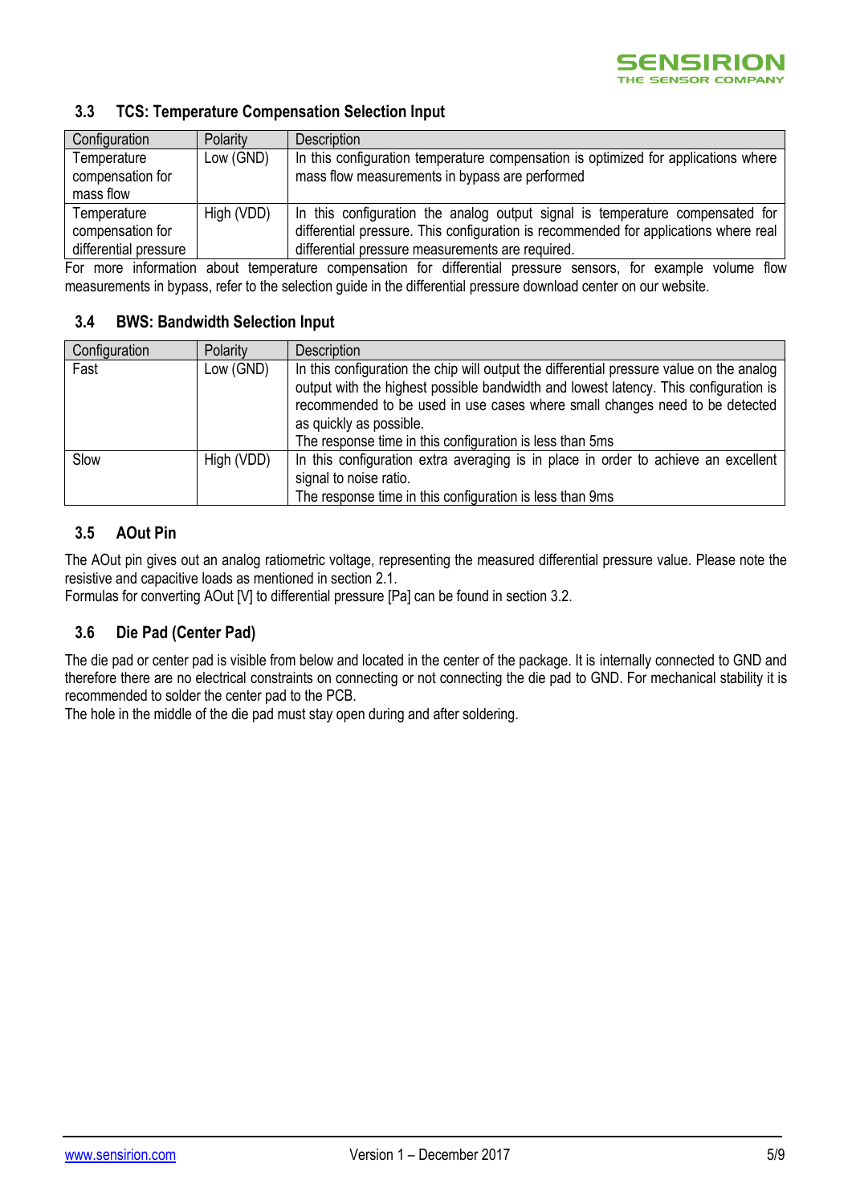### 3.3 TCS: Temperature Compensation Selection Input

| Configuration | Polarity | Description |
| --- | --- | --- |
| Temperature compensation for mass flow | Low (GND) | In this configuration temperature compensation is optimized for applications where mass flow measurements in bypass are performed |
| Temperature compensation for differential pressure | High (VDD) | In this configuration the analog output signal is temperature compensated for differential pressure. This configuration is recommended for applications where real differential pressure measurements are required. |

For more information about temperature compensation for differential pressure sensors, for example volume flow measurements in bypass, refer to the selection guide in the differential pressure download center on our website.

### 3.4 BWS: Bandwidth Selection Input

| Configuration | Polarity | Description |
| --- | --- | --- |
| Fast | Low (GND) | In this configuration the chip will output the differential pressure value on the analog output with the highest possible bandwidth and lowest latency. This configuration is recommended to be used in use cases where small changes need to be detected as quickly as possible.<br>The response time in this configuration is less than 5ms |
| Slow | High (VDD) | In this configuration extra averaging is in place in order to achieve an excellent signal to noise ratio.<br>The response time in this configuration is less than 9ms |

### 3.5 AOut Pin

The AOut pin gives out an analog ratiometric voltage, representing the measured differential pressure value. Please note the resistive and capacitive loads as mentioned in section 2.1.
Formulas for converting AOut [V] to differential pressure [Pa] can be found in section 3.2.

### 3.6 Die Pad (Center Pad)

The die pad or center pad is visible from below and located in the center of the package. It is internally connected to GND and therefore there are no electrical constraints on connecting or not connecting the die pad to GND. For mechanical stability it is recommended to solder the center pad to the PCB.
The hole in the middle of the die pad must stay open during and after soldering.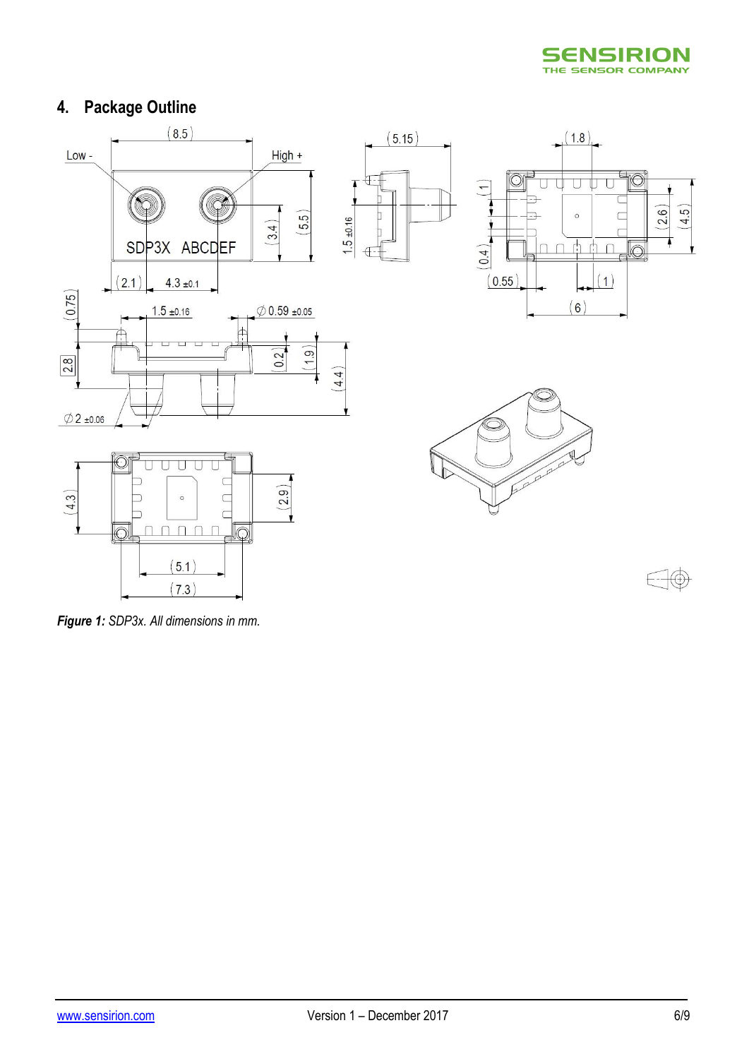## 4. Package Outline

*Figure 1: SDP3x. All dimensions in mm.*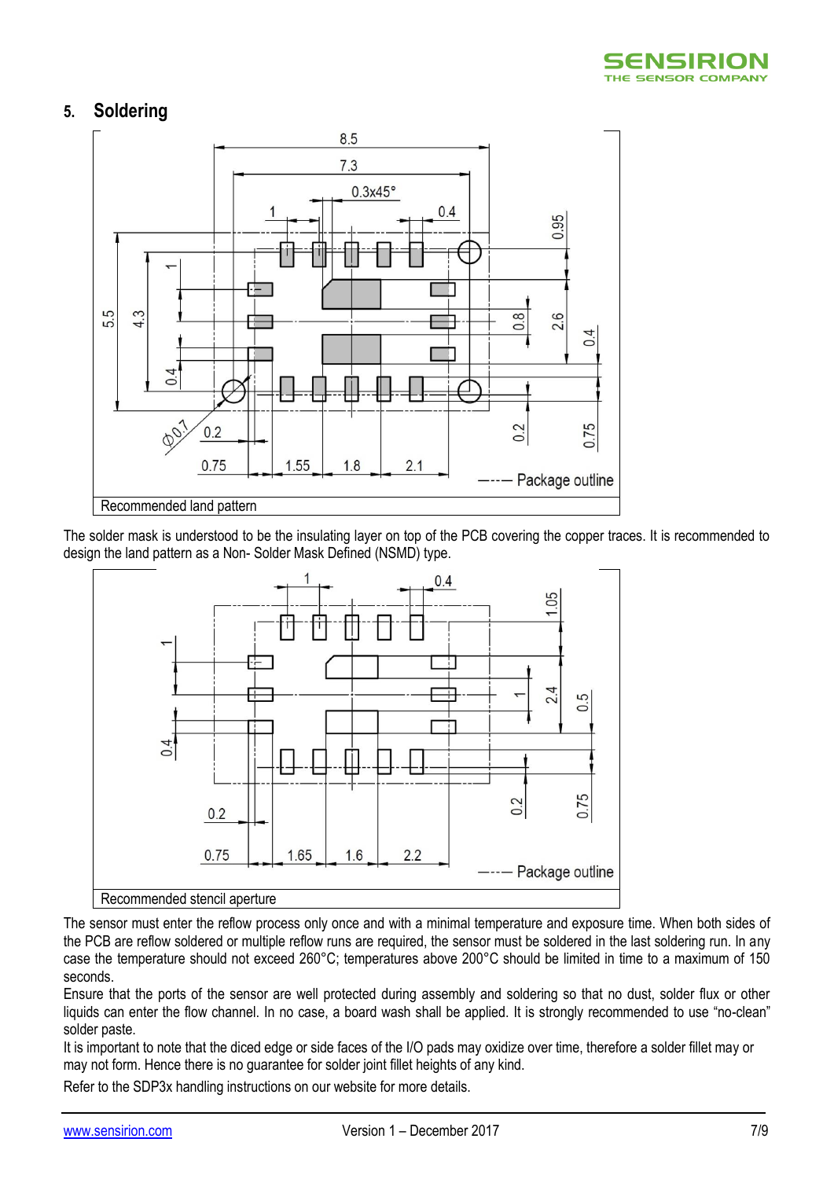## 5. Soldering

Recommended land pattern

The solder mask is understood to be the insulating layer on top of the PCB covering the copper traces. It is recommended to design the land pattern as a Non- Solder Mask Defined (NSMD) type.

Recommended stencil aperture

The sensor must enter the reflow process only once and with a minimal temperature and exposure time. When both sides of the PCB are reflow soldered or multiple reflow runs are required, the sensor must be soldered in the last soldering run. In any case the temperature should not exceed 260°C; temperatures above 200°C should be limited in time to a maximum of 150 seconds.

Ensure that the ports of the sensor are well protected during assembly and soldering so that no dust, solder flux or other liquids can enter the flow channel. In no case, a board wash shall be applied. It is strongly recommended to use "no-clean" solder paste.

It is important to note that the diced edge or side faces of the I/O pads may oxidize over time, therefore a solder fillet may or may not form. Hence there is no guarantee for solder joint fillet heights of any kind.

Refer to the SDP3x handling instructions on our website for more details.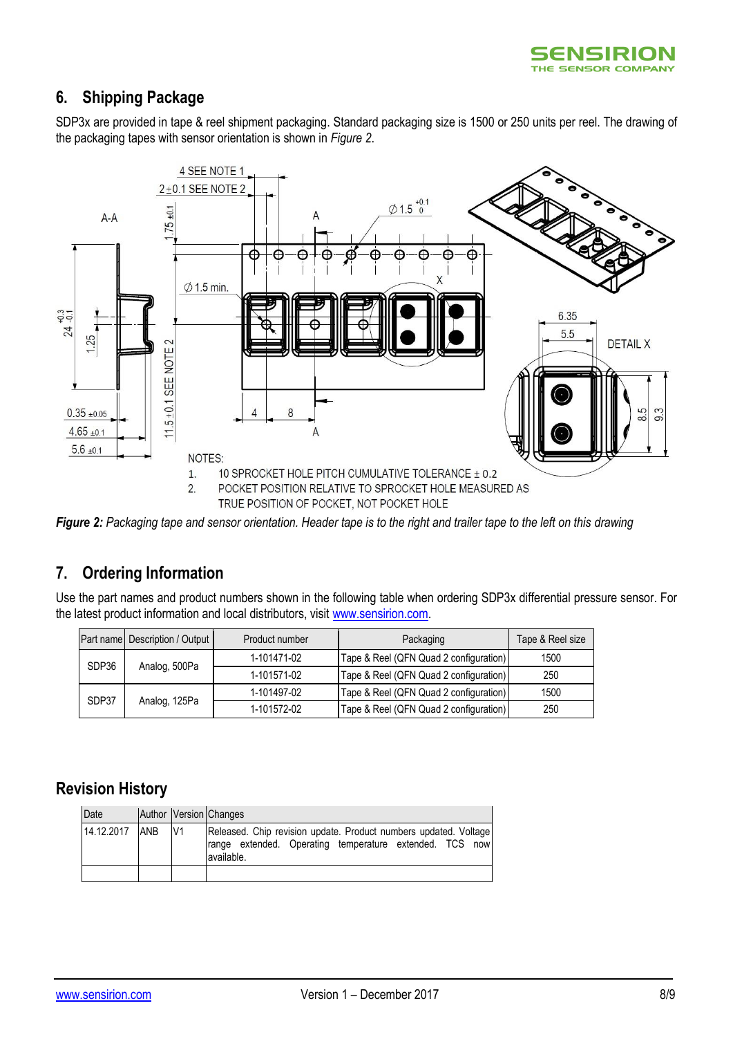## 6. Shipping Package

SDP3x are provided in tape & reel shipment packaging. Standard packaging size is 1500 or 250 units per reel. The drawing of the packaging tapes with sensor orientation is shown in *Figure 2*.

NOTES:

1. 10 SPROCKET HOLE PITCH CUMULATIVE TOLERANCE ± 0.2
2. POCKET POSITION RELATIVE TO SPROCKET HOLE MEASURED AS TRUE POSITION OF POCKET, NOT POCKET HOLE

***Figure 2:*** *Packaging tape and sensor orientation. Header tape is to the right and trailer tape to the left on this drawing*

## 7. Ordering Information

Use the part names and product numbers shown in the following table when ordering SDP3x differential pressure sensor. For the latest product information and local distributors, visit www.sensirion.com.

| Part name | Description / Output | Product number | Packaging | Tape & Reel size |
|---|---|---|---|---|
| SDP36 | Analog, 500Pa | 1-101471-02 | Tape & Reel (QFN Quad 2 configuration) | 1500 |
| | | 1-101571-02 | Tape & Reel (QFN Quad 2 configuration) | 250 |
| SDP37 | Analog, 125Pa | 1-101497-02 | Tape & Reel (QFN Quad 2 configuration) | 1500 |
| | | 1-101572-02 | Tape & Reel (QFN Quad 2 configuration) | 250 |

## Revision History

| Date | Author | Version | Changes |
|---|---|---|---|
| 14.12.2017 | ANB | V1 | Released. Chip revision update. Product numbers updated. Voltage range extended. Operating temperature extended. TCS now available. |
| | | | |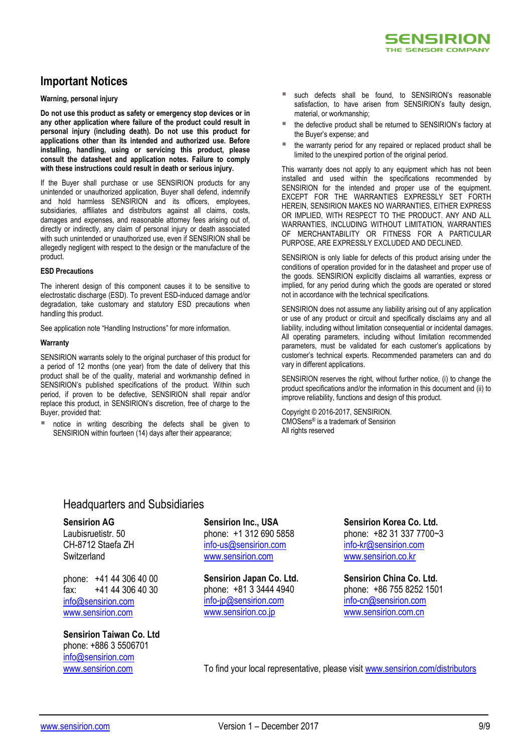## Important Notices

### Warning, personal injury

**Do not use this product as safety or emergency stop devices or in any other application where failure of the product could result in personal injury (including death). Do not use this product for applications other than its intended and authorized use. Before installing, handling, using or servicing this product, please consult the datasheet and application notes. Failure to comply with these instructions could result in death or serious injury.**

If the Buyer shall purchase or use SENSIRION products for any unintended or unauthorized application, Buyer shall defend, indemnify and hold harmless SENSIRION and its officers, employees, subsidiaries, affiliates and distributors against all claims, costs, damages and expenses, and reasonable attorney fees arising out of, directly or indirectly, any claim of personal injury or death associated with such unintended or unauthorized use, even if SENSIRION shall be allegedly negligent with respect to the design or the manufacture of the product.

### ESD Precautions

The inherent design of this component causes it to be sensitive to electrostatic discharge (ESD). To prevent ESD-induced damage and/or degradation, take customary and statutory ESD precautions when handling this product.

See application note "Handling Instructions" for more information.

### Warranty

SENSIRION warrants solely to the original purchaser of this product for a period of 12 months (one year) from the date of delivery that this product shall be of the quality, material and workmanship defined in SENSIRION's published specifications of the product. Within such period, if proven to be defective, SENSIRION shall repair and/or replace this product, in SENSIRION's discretion, free of charge to the Buyer, provided that:

- notice in writing describing the defects shall be given to SENSIRION within fourteen (14) days after their appearance;
- such defects shall be found, to SENSIRION's reasonable satisfaction, to have arisen from SENSIRION's faulty design, material, or workmanship;
- the defective product shall be returned to SENSIRION's factory at the Buyer's expense; and
- the warranty period for any repaired or replaced product shall be limited to the unexpired portion of the original period.

This warranty does not apply to any equipment which has not been installed and used within the specifications recommended by SENSIRION for the intended and proper use of the equipment. EXCEPT FOR THE WARRANTIES EXPRESSLY SET FORTH HEREIN, SENSIRION MAKES NO WARRANTIES, EITHER EXPRESS OR IMPLIED, WITH RESPECT TO THE PRODUCT. ANY AND ALL WARRANTIES, INCLUDING WITHOUT LIMITATION, WARRANTIES OF MERCHANTABILITY OR FITNESS FOR A PARTICULAR PURPOSE, ARE EXPRESSLY EXCLUDED AND DECLINED.

SENSIRION is only liable for defects of this product arising under the conditions of operation provided for in the datasheet and proper use of the goods. SENSIRION explicitly disclaims all warranties, express or implied, for any period during which the goods are operated or stored not in accordance with the technical specifications.

SENSIRION does not assume any liability arising out of any application or use of any product or circuit and specifically disclaims any and all liability, including without limitation consequential or incidental damages. All operating parameters, including without limitation recommended parameters, must be validated for each customer's applications by customer's technical experts. Recommended parameters can and do vary in different applications.

SENSIRION reserves the right, without further notice, (i) to change the product specifications and/or the information in this document and (ii) to improve reliability, functions and design of this product.

Copyright © 2016-2017, SENSIRION.
CMOSens® is a trademark of Sensirion
All rights reserved

## Headquarters and Subsidiaries

**Sensirion AG**
Laubisruetistr. 50
CH-8712 Staefa ZH
Switzerland

phone: +41 44 306 40 00
fax: +41 44 306 40 30
info@sensirion.com
www.sensirion.com

**Sensirion Taiwan Co. Ltd**
phone: +886 3 5506701
info@sensirion.com
www.sensirion.com

**Sensirion Inc., USA**
phone: +1 312 690 5858
info-us@sensirion.com
www.sensirion.com

**Sensirion Japan Co. Ltd.**
phone: +81 3 3444 4940
info-jp@sensirion.com
www.sensirion.co.jp

**Sensirion Korea Co. Ltd.**
phone: +82 31 337 7700~3
info-kr@sensirion.com
www.sensirion.co.kr

**Sensirion China Co. Ltd.**
phone: +86 755 8252 1501
info-cn@sensirion.com
www.sensirion.com.cn

To find your local representative, please visit www.sensirion.com/distributors